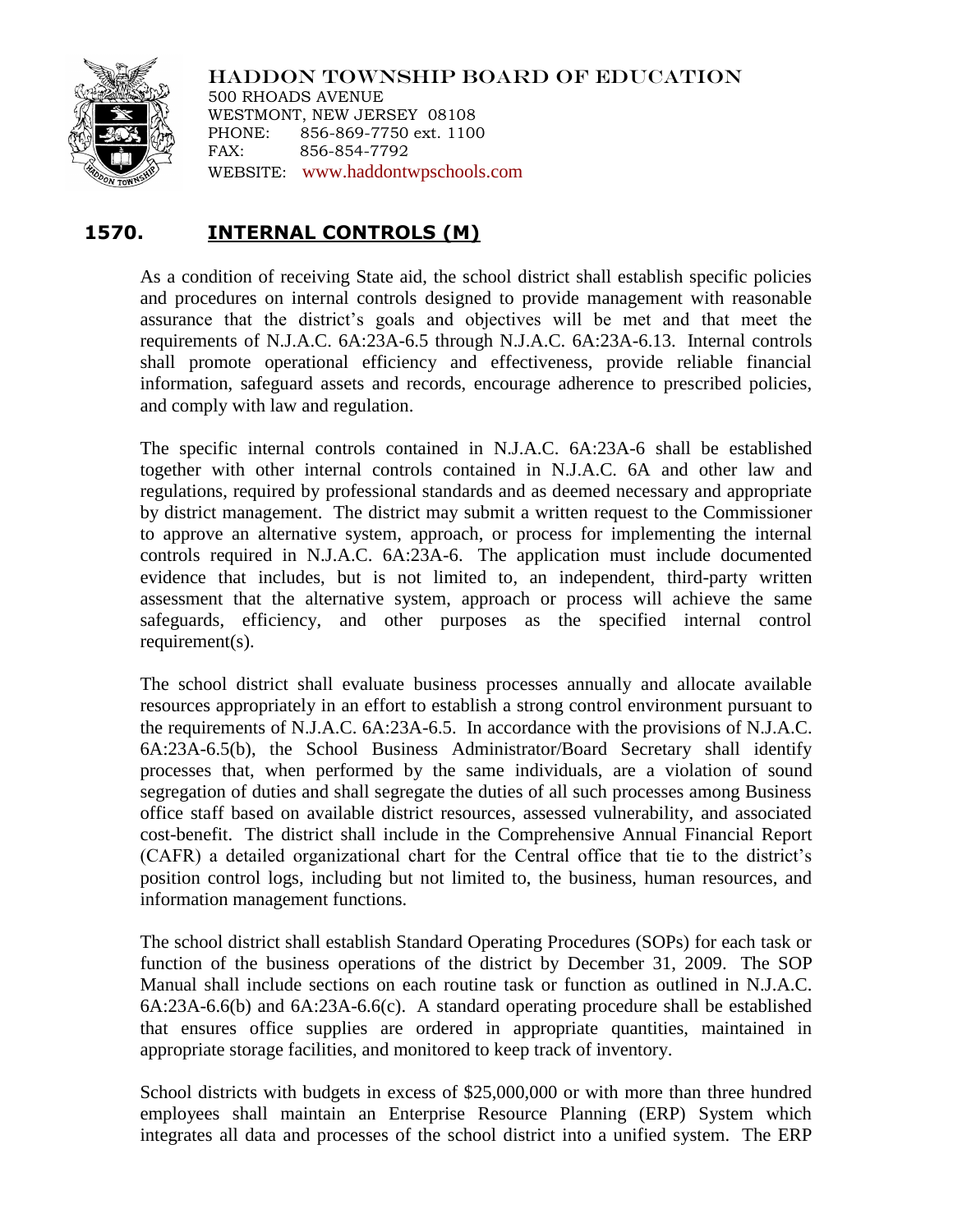HADDON TOWNSHIP BOARD OF EDUCATION
500 RHOADS AVENUE
WESTMONT, NEW JERSEY 08108
PHONE: 856-869-7750 ext. 1100
FAX: 856-854-7792
WEBSITE: www.haddontwpschools.com

# 1570. INTERNAL CONTROLS (M)

As a condition of receiving State aid, the school district shall establish specific policies and procedures on internal controls designed to provide management with reasonable assurance that the district's goals and objectives will be met and that meet the requirements of N.J.A.C. 6A:23A-6.5 through N.J.A.C. 6A:23A-6.13. Internal controls shall promote operational efficiency and effectiveness, provide reliable financial information, safeguard assets and records, encourage adherence to prescribed policies, and comply with law and regulation.

The specific internal controls contained in N.J.A.C. 6A:23A-6 shall be established together with other internal controls contained in N.J.A.C. 6A and other law and regulations, required by professional standards and as deemed necessary and appropriate by district management. The district may submit a written request to the Commissioner to approve an alternative system, approach, or process for implementing the internal controls required in N.J.A.C. 6A:23A-6. The application must include documented evidence that includes, but is not limited to, an independent, third-party written assessment that the alternative system, approach or process will achieve the same safeguards, efficiency, and other purposes as the specified internal control requirement(s).

The school district shall evaluate business processes annually and allocate available resources appropriately in an effort to establish a strong control environment pursuant to the requirements of N.J.A.C. 6A:23A-6.5. In accordance with the provisions of N.J.A.C. 6A:23A-6.5(b), the School Business Administrator/Board Secretary shall identify processes that, when performed by the same individuals, are a violation of sound segregation of duties and shall segregate the duties of all such processes among Business office staff based on available district resources, assessed vulnerability, and associated cost-benefit. The district shall include in the Comprehensive Annual Financial Report (CAFR) a detailed organizational chart for the Central office that tie to the district's position control logs, including but not limited to, the business, human resources, and information management functions.

The school district shall establish Standard Operating Procedures (SOPs) for each task or function of the business operations of the district by December 31, 2009. The SOP Manual shall include sections on each routine task or function as outlined in N.J.A.C. 6A:23A-6.6(b) and 6A:23A-6.6(c). A standard operating procedure shall be established that ensures office supplies are ordered in appropriate quantities, maintained in appropriate storage facilities, and monitored to keep track of inventory.

School districts with budgets in excess of $25,000,000 or with more than three hundred employees shall maintain an Enterprise Resource Planning (ERP) System which integrates all data and processes of the school district into a unified system. The ERP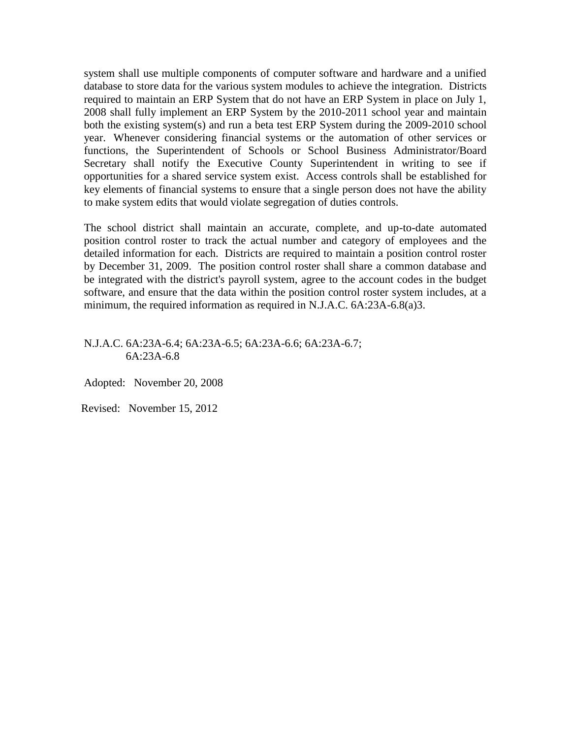system shall use multiple components of computer software and hardware and a unified database to store data for the various system modules to achieve the integration. Districts required to maintain an ERP System that do not have an ERP System in place on July 1, 2008 shall fully implement an ERP System by the 2010-2011 school year and maintain both the existing system(s) and run a beta test ERP System during the 2009-2010 school year. Whenever considering financial systems or the automation of other services or functions, the Superintendent of Schools or School Business Administrator/Board Secretary shall notify the Executive County Superintendent in writing to see if opportunities for a shared service system exist. Access controls shall be established for key elements of financial systems to ensure that a single person does not have the ability to make system edits that would violate segregation of duties controls.

The school district shall maintain an accurate, complete, and up-to-date automated position control roster to track the actual number and category of employees and the detailed information for each. Districts are required to maintain a position control roster by December 31, 2009. The position control roster shall share a common database and be integrated with the district's payroll system, agree to the account codes in the budget software, and ensure that the data within the position control roster system includes, at a minimum, the required information as required in N.J.A.C. 6A:23A-6.8(a)3.

N.J.A.C. 6A:23A-6.4; 6A:23A-6.5; 6A:23A-6.6; 6A:23A-6.7;
6A:23A-6.8

Adopted: November 20, 2008

Revised: November 15, 2012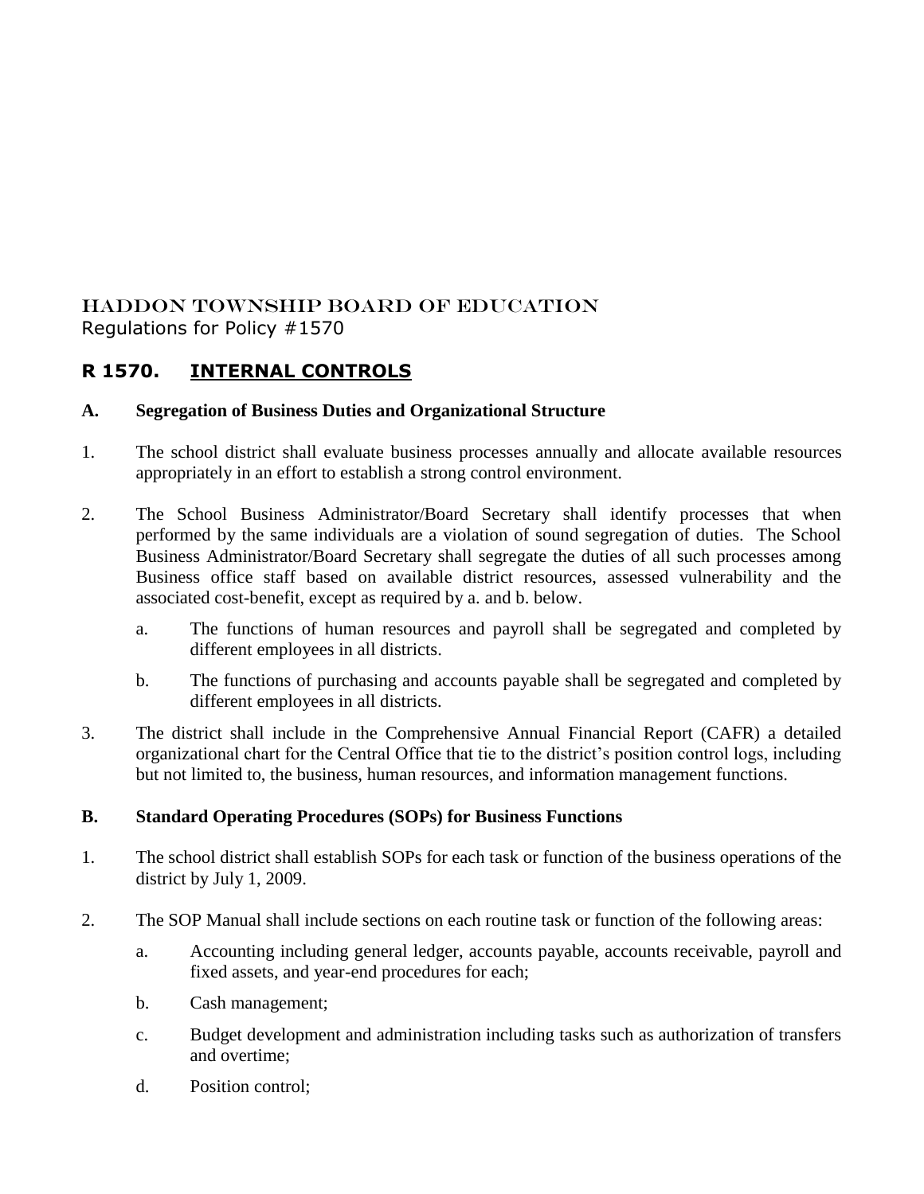HADDON TOWNSHIP BOARD OF EDUCATION
Regulations for Policy #1570

## R 1570. INTERNAL CONTROLS

### A. Segregation of Business Duties and Organizational Structure

1. The school district shall evaluate business processes annually and allocate available resources appropriately in an effort to establish a strong control environment.

2. The School Business Administrator/Board Secretary shall identify processes that when performed by the same individuals are a violation of sound segregation of duties. The School Business Administrator/Board Secretary shall segregate the duties of all such processes among Business office staff based on available district resources, assessed vulnerability and the associated cost-benefit, except as required by a. and b. below.

   a. The functions of human resources and payroll shall be segregated and completed by different employees in all districts.

   b. The functions of purchasing and accounts payable shall be segregated and completed by different employees in all districts.

3. The district shall include in the Comprehensive Annual Financial Report (CAFR) a detailed organizational chart for the Central Office that tie to the district's position control logs, including but not limited to, the business, human resources, and information management functions.

### B. Standard Operating Procedures (SOPs) for Business Functions

1. The school district shall establish SOPs for each task or function of the business operations of the district by July 1, 2009.

2. The SOP Manual shall include sections on each routine task or function of the following areas:

   a. Accounting including general ledger, accounts payable, accounts receivable, payroll and fixed assets, and year-end procedures for each;

   b. Cash management;

   c. Budget development and administration including tasks such as authorization of transfers and overtime;

   d. Position control;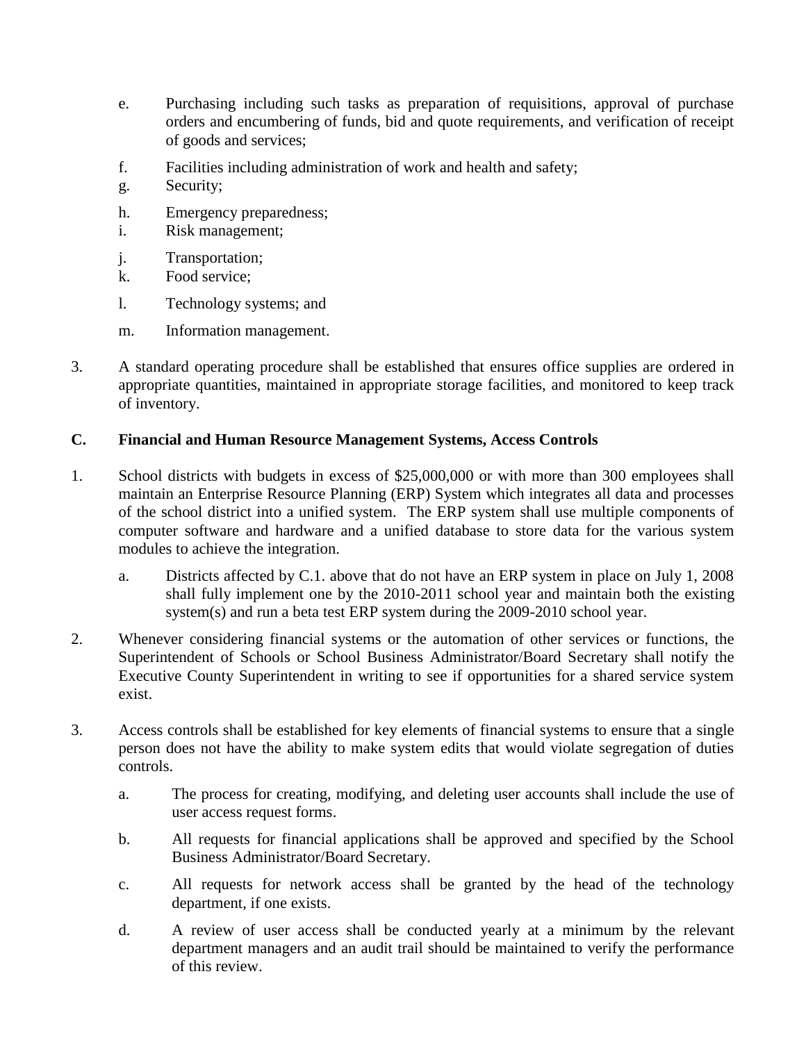e. Purchasing including such tasks as preparation of requisitions, approval of purchase orders and encumbering of funds, bid and quote requirements, and verification of receipt of goods and services;

f. Facilities including administration of work and health and safety;

g. Security;

h. Emergency preparedness;

i. Risk management;

j. Transportation;

k. Food service;

l. Technology systems; and

m. Information management.

3. A standard operating procedure shall be established that ensures office supplies are ordered in appropriate quantities, maintained in appropriate storage facilities, and monitored to keep track of inventory.

**C. Financial and Human Resource Management Systems, Access Controls**

1. School districts with budgets in excess of $25,000,000 or with more than 300 employees shall maintain an Enterprise Resource Planning (ERP) System which integrates all data and processes of the school district into a unified system. The ERP system shall use multiple components of computer software and hardware and a unified database to store data for the various system modules to achieve the integration.

   a. Districts affected by C.1. above that do not have an ERP system in place on July 1, 2008 shall fully implement one by the 2010-2011 school year and maintain both the existing system(s) and run a beta test ERP system during the 2009-2010 school year.

2. Whenever considering financial systems or the automation of other services or functions, the Superintendent of Schools or School Business Administrator/Board Secretary shall notify the Executive County Superintendent in writing to see if opportunities for a shared service system exist.

3. Access controls shall be established for key elements of financial systems to ensure that a single person does not have the ability to make system edits that would violate segregation of duties controls.

   a. The process for creating, modifying, and deleting user accounts shall include the use of user access request forms.

   b. All requests for financial applications shall be approved and specified by the School Business Administrator/Board Secretary.

   c. All requests for network access shall be granted by the head of the technology department, if one exists.

   d. A review of user access shall be conducted yearly at a minimum by the relevant department managers and an audit trail should be maintained to verify the performance of this review.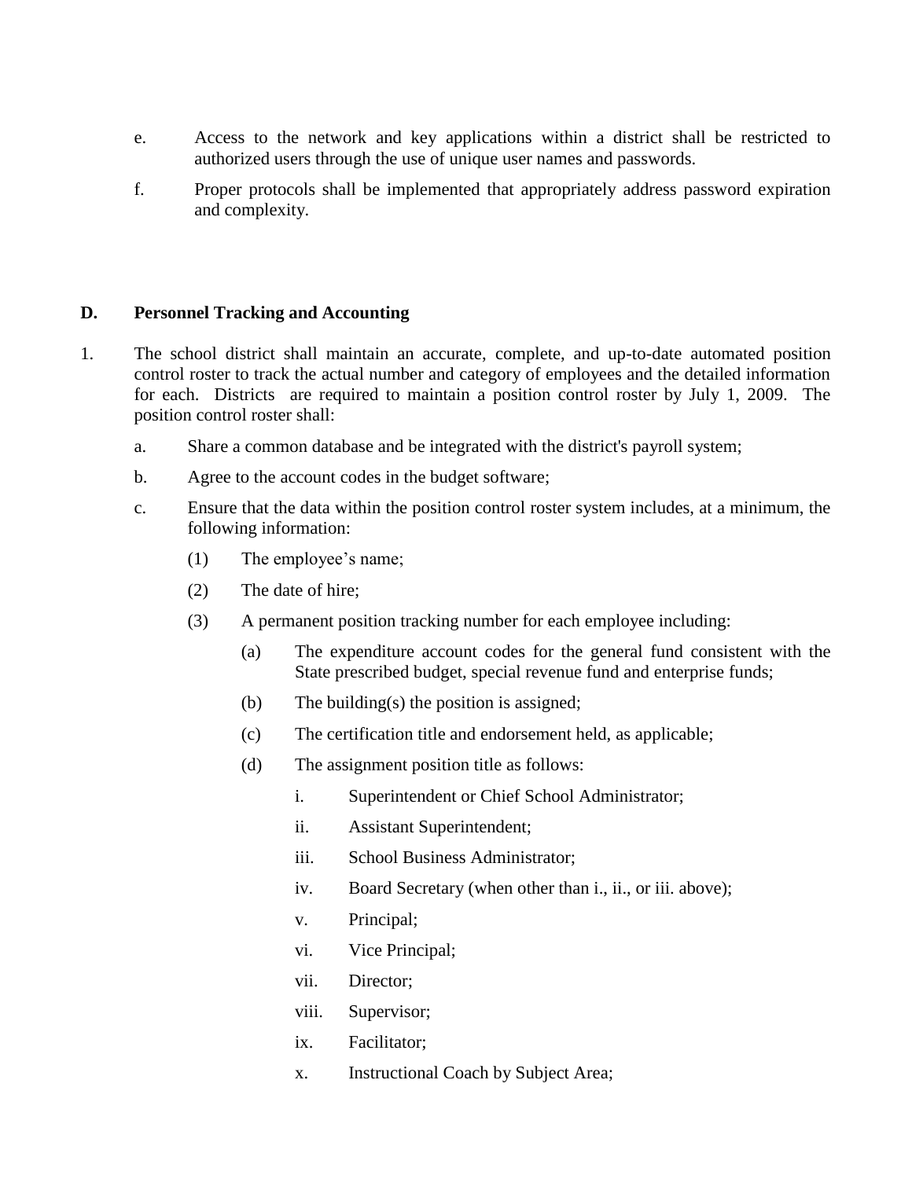e. Access to the network and key applications within a district shall be restricted to authorized users through the use of unique user names and passwords.

f. Proper protocols shall be implemented that appropriately address password expiration and complexity.

**D. Personnel Tracking and Accounting**

1. The school district shall maintain an accurate, complete, and up-to-date automated position control roster to track the actual number and category of employees and the detailed information for each. Districts are required to maintain a position control roster by July 1, 2009. The position control roster shall:

   a. Share a common database and be integrated with the district's payroll system;

   b. Agree to the account codes in the budget software;

   c. Ensure that the data within the position control roster system includes, at a minimum, the following information:

      (1) The employee's name;

      (2) The date of hire;

      (3) A permanent position tracking number for each employee including:

         (a) The expenditure account codes for the general fund consistent with the State prescribed budget, special revenue fund and enterprise funds;

         (b) The building(s) the position is assigned;

         (c) The certification title and endorsement held, as applicable;

         (d) The assignment position title as follows:

            i. Superintendent or Chief School Administrator;

            ii. Assistant Superintendent;

            iii. School Business Administrator;

            iv. Board Secretary (when other than i., ii., or iii. above);

            v. Principal;

            vi. Vice Principal;

            vii. Director;

            viii. Supervisor;

            ix. Facilitator;

            x. Instructional Coach by Subject Area;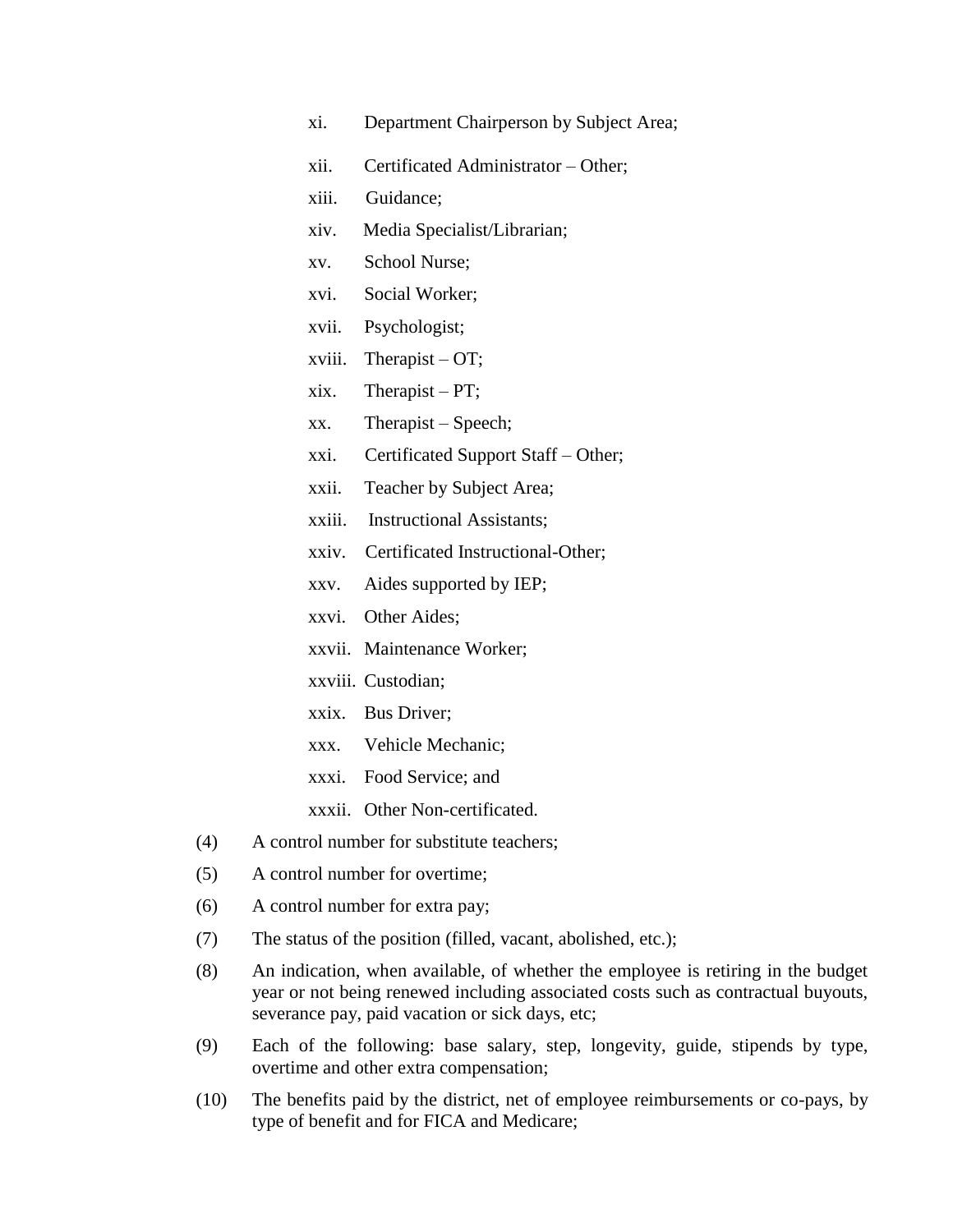xi. Department Chairperson by Subject Area;

xii. Certificated Administrator – Other;

xiii. Guidance;

xiv. Media Specialist/Librarian;

xv. School Nurse;

xvi. Social Worker;

xvii. Psychologist;

xviii. Therapist – OT;

xix. Therapist – PT;

xx. Therapist – Speech;

xxi. Certificated Support Staff – Other;

xxii. Teacher by Subject Area;

xxiii. Instructional Assistants;

xxiv. Certificated Instructional-Other;

xxv. Aides supported by IEP;

xxvi. Other Aides;

xxvii. Maintenance Worker;

xxviii. Custodian;

xxix. Bus Driver;

xxx. Vehicle Mechanic;

xxxi. Food Service; and

xxxii. Other Non-certificated.

(4) A control number for substitute teachers;

(5) A control number for overtime;

(6) A control number for extra pay;

(7) The status of the position (filled, vacant, abolished, etc.);

(8) An indication, when available, of whether the employee is retiring in the budget year or not being renewed including associated costs such as contractual buyouts, severance pay, paid vacation or sick days, etc;

(9) Each of the following: base salary, step, longevity, guide, stipends by type, overtime and other extra compensation;

(10) The benefits paid by the district, net of employee reimbursements or co-pays, by type of benefit and for FICA and Medicare;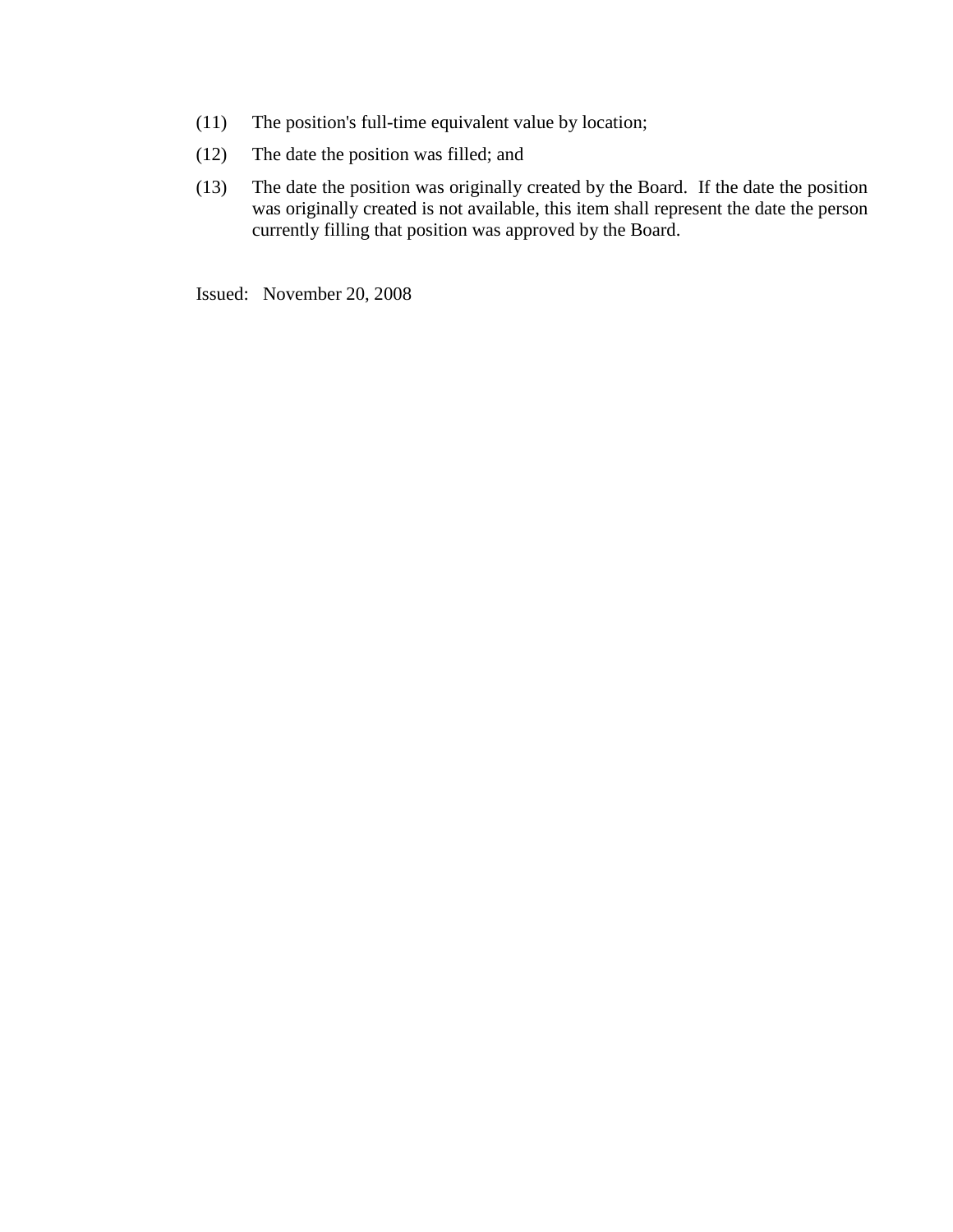(11) The position's full-time equivalent value by location;

(12) The date the position was filled; and

(13) The date the position was originally created by the Board. If the date the position was originally created is not available, this item shall represent the date the person currently filling that position was approved by the Board.

Issued: November 20, 2008